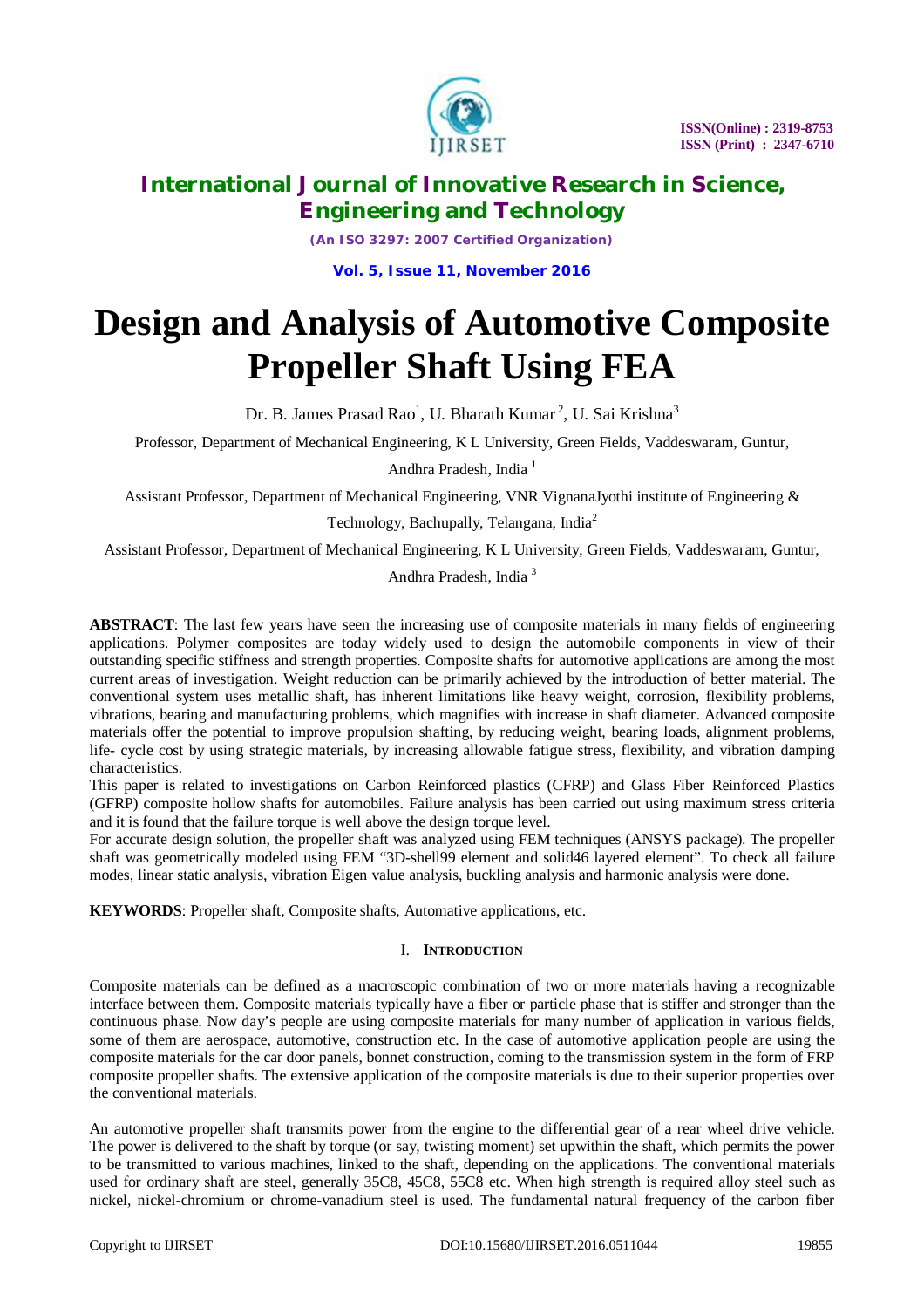# Design and Analysis of Automotive Composite Propeller Shaft Using FEA

Dr. B. James Prasad Rao[1], U. Bharath Kumar[2], U. Sai Krishna[3]

Professor, Department of Mechanical Engineering, K L University, Green Fields, Vaddeswaram, Guntur, Andhra Pradesh, India [1]

Assistant Professor, Department of Mechanical Engineering, VNR VignanaJyothi institute of Engineering & Technology, Bachupally, Telangana, India[2]

Assistant Professor, Department of Mechanical Engineering, K L University, Green Fields, Vaddeswaram, Guntur, Andhra Pradesh, India [3]

**ABSTRACT**: The last few years have seen the increasing use of composite materials in many fields of engineering applications. Polymer composites are today widely used to design the automobile components in view of their outstanding specific stiffness and strength properties. Composite shafts for automotive applications are among the most current areas of investigation. Weight reduction can be primarily achieved by the introduction of better material. The conventional system uses metallic shaft, has inherent limitations like heavy weight, corrosion, flexibility problems, vibrations, bearing and manufacturing problems, which magnifies with increase in shaft diameter. Advanced composite materials offer the potential to improve propulsion shafting, by reducing weight, bearing loads, alignment problems, life- cycle cost by using strategic materials, by increasing allowable fatigue stress, flexibility, and vibration damping characteristics.

This paper is related to investigations on Carbon Reinforced plastics (CFRP) and Glass Fiber Reinforced Plastics (GFRP) composite hollow shafts for automobiles. Failure analysis has been carried out using maximum stress criteria and it is found that the failure torque is well above the design torque level.

For accurate design solution, the propeller shaft was analyzed using FEM techniques (ANSYS package). The propeller shaft was geometrically modeled using FEM "3D-shell99 element and solid46 layered element". To check all failure modes, linear static analysis, vibration Eigen value analysis, buckling analysis and harmonic analysis were done.

**KEYWORDS**: Propeller shaft, Composite shafts, Automative applications, etc.

## I. INTRODUCTION

Composite materials can be defined as a macroscopic combination of two or more materials having a recognizable interface between them. Composite materials typically have a fiber or particle phase that is stiffer and stronger than the continuous phase. Now day's people are using composite materials for many number of application in various fields, some of them are aerospace, automotive, construction etc. In the case of automotive application people are using the composite materials for the car door panels, bonnet construction, coming to the transmission system in the form of FRP composite propeller shafts. The extensive application of the composite materials is due to their superior properties over the conventional materials.

An automotive propeller shaft transmits power from the engine to the differential gear of a rear wheel drive vehicle. The power is delivered to the shaft by torque (or say, twisting moment) set upwithin the shaft, which permits the power to be transmitted to various machines, linked to the shaft, depending on the applications. The conventional materials used for ordinary shaft are steel, generally 35C8, 45C8, 55C8 etc. When high strength is required alloy steel such as nickel, nickel-chromium or chrome-vanadium steel is used. The fundamental natural frequency of the carbon fiber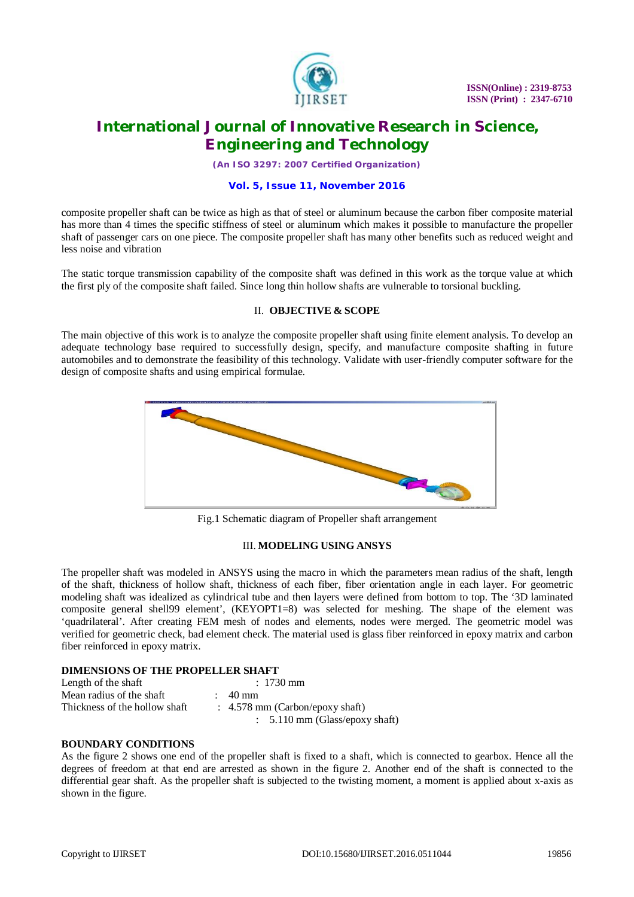composite propeller shaft can be twice as high as that of steel or aluminum because the carbon fiber composite material has more than 4 times the specific stiffness of steel or aluminum which makes it possible to manufacture the propeller shaft of passenger cars on one piece. The composite propeller shaft has many other benefits such as reduced weight and less noise and vibration

The static torque transmission capability of the composite shaft was defined in this work as the torque value at which the first ply of the composite shaft failed. Since long thin hollow shafts are vulnerable to torsional buckling.

## II. OBJECTIVE & SCOPE

The main objective of this work is to analyze the composite propeller shaft using finite element analysis. To develop an adequate technology base required to successfully design, specify, and manufacture composite shafting in future automobiles and to demonstrate the feasibility of this technology. Validate with user-friendly computer software for the design of composite shafts and using empirical formulae.

Fig.1 Schematic diagram of Propeller shaft arrangement

## III. MODELING USING ANSYS

The propeller shaft was modeled in ANSYS using the macro in which the parameters mean radius of the shaft, length of the shaft, thickness of hollow shaft, thickness of each fiber, fiber orientation angle in each layer. For geometric modeling shaft was idealized as cylindrical tube and then layers were defined from bottom to top. The '3D laminated composite general shell99 element', (KEYOPT1=8) was selected for meshing. The shape of the element was 'quadrilateral'. After creating FEM mesh of nodes and elements, nodes were merged. The geometric model was verified for geometric check, bad element check. The material used is glass fiber reinforced in epoxy matrix and carbon fiber reinforced in epoxy matrix.

### DIMENSIONS OF THE PROPELLER SHAFT

Length of the shaft : 1730 mm
Mean radius of the shaft : 40 mm
Thickness of the hollow shaft : 4.578 mm (Carbon/epoxy shaft)
: 5.110 mm (Glass/epoxy shaft)

### BOUNDARY CONDITIONS

As the figure 2 shows one end of the propeller shaft is fixed to a shaft, which is connected to gearbox. Hence all the degrees of freedom at that end are arrested as shown in the figure 2. Another end of the shaft is connected to the differential gear shaft. As the propeller shaft is subjected to the twisting moment, a moment is applied about x-axis as shown in the figure.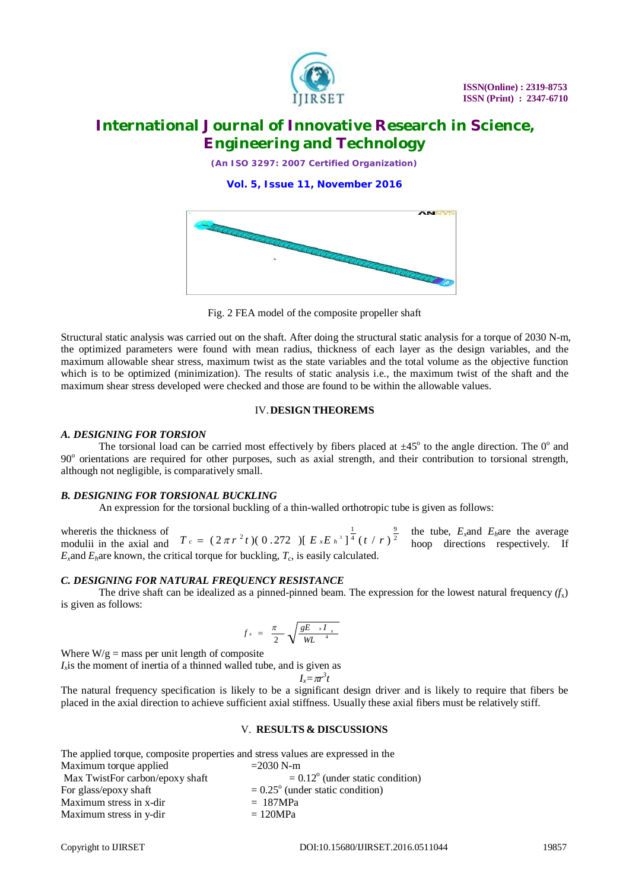Fig. 2 FEA model of the composite propeller shaft

Structural static analysis was carried out on the shaft. After doing the structural static analysis for a torque of 2030 N-m, the optimized parameters were found with mean radius, thickness of each layer as the design variables, and the maximum allowable shear stress, maximum twist as the state variables and the total volume as the objective function which is to be optimized (minimization). The results of static analysis i.e., the maximum twist of the shaft and the maximum shear stress developed were checked and those are found to be within the allowable values.

## IV. DESIGN THEOREMS

### *A. DESIGNING FOR TORSION*

The torsional load can be carried most effectively by fibers placed at ±45° to the angle direction. The 0° and 90° orientations are required for other purposes, such as axial strength, and their contribution to torsional strength, although not negligible, is comparatively small.

### *B. DESIGNING FOR TORSIONAL BUCKLING*

An expression for the torsional buckling of a thin-walled orthotropic tube is given as follows:

$$T_c = (2\pi r^2 t)(0.272)[E_x E_h{}^3]^{\frac{1}{4}}(t/r)^{\frac{9}{2}}$$

where $t$ is the thickness of the tube, $E_x$ and $E_h$ are the average modulii in the axial and hoop directions respectively. If $E_x$ and $E_h$ are known, the critical torque for buckling, $T_c$, is easily calculated.

### *C. DESIGNING FOR NATURAL FREQUENCY RESISTANCE*

The drive shaft can be idealized as a pinned-pinned beam. The expression for the lowest natural frequency ($f_x$) is given as follows:

$$f_x = \frac{\pi}{2}\sqrt{\frac{gE_x I_x}{WL^4}}$$

Where W/g = mass per unit length of composite

$I_x$ is the moment of inertia of a thinned walled tube, and is given as

$$I_x = \pi r^3 t$$

The natural frequency specification is likely to be a significant design driver and is likely to require that fibers be placed in the axial direction to achieve sufficient axial stiffness. Usually these axial fibers must be relatively stiff.

## V. RESULTS & DISCUSSIONS

The applied torque, composite properties and stress values are expressed in the

Maximum torque applied =2030 N-m

Max Twist For carbon/epoxy shaft = 0.12° (under static condition)

For glass/epoxy shaft = 0.25° (under static condition)

Maximum stress in x-dir = 187MPa

Maximum stress in y-dir = 120MPa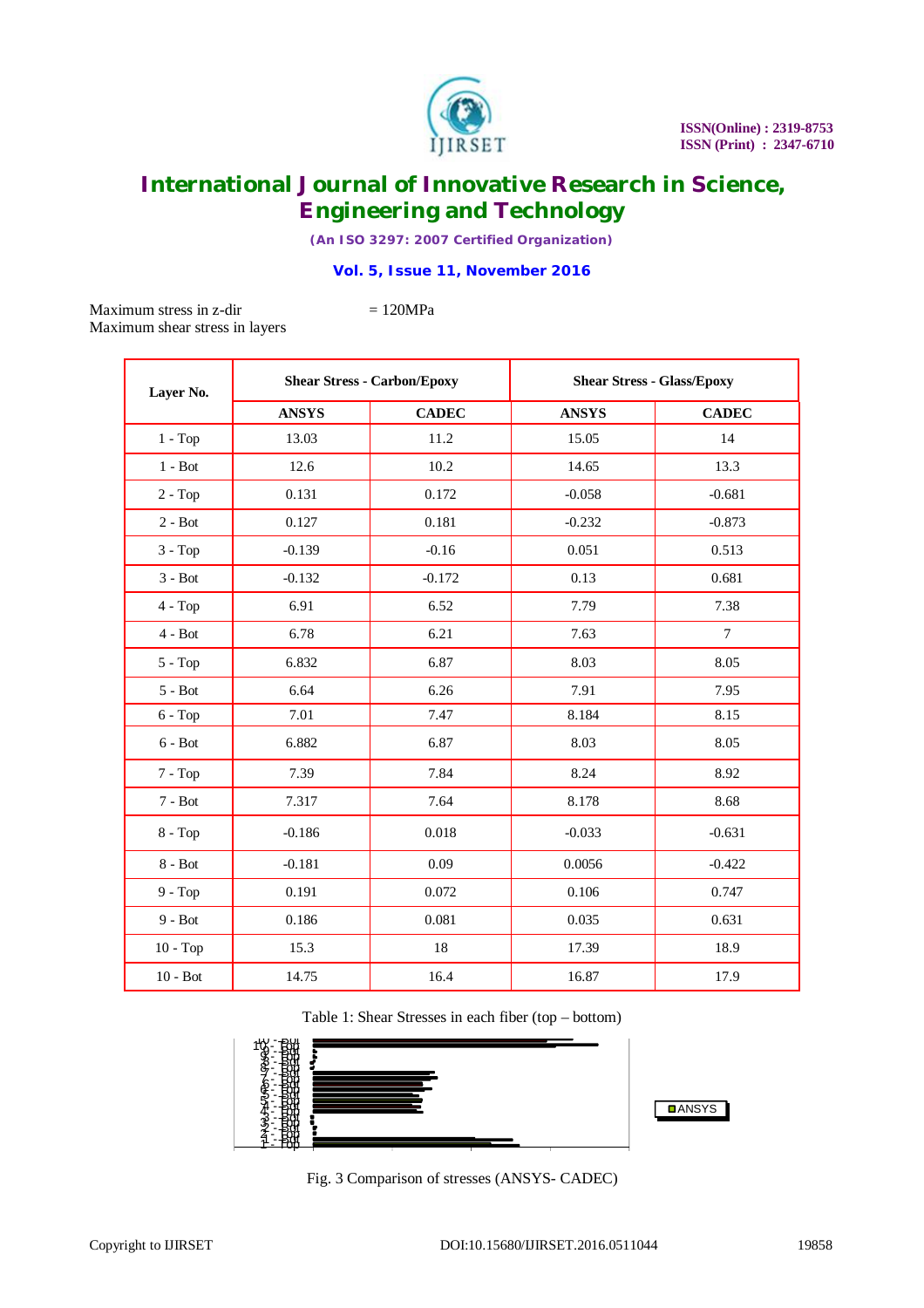Maximum stress in z-dir = 120MPa

Maximum shear stress in layers

| Layer No. | Shear Stress - Carbon/Epoxy | | Shear Stress - Glass/Epoxy | |
|---|---|---|---|---|
| | ANSYS | CADEC | ANSYS | CADEC |
| 1 - Top | 13.03 | 11.2 | 15.05 | 14 |
| 1 - Bot | 12.6 | 10.2 | 14.65 | 13.3 |
| 2 - Top | 0.131 | 0.172 | -0.058 | -0.681 |
| 2 - Bot | 0.127 | 0.181 | -0.232 | -0.873 |
| 3 - Top | -0.139 | -0.16 | 0.051 | 0.513 |
| 3 - Bot | -0.132 | -0.172 | 0.13 | 0.681 |
| 4 - Top | 6.91 | 6.52 | 7.79 | 7.38 |
| 4 - Bot | 6.78 | 6.21 | 7.63 | 7 |
| 5 - Top | 6.832 | 6.87 | 8.03 | 8.05 |
| 5 - Bot | 6.64 | 6.26 | 7.91 | 7.95 |
| 6 - Top | 7.01 | 7.47 | 8.184 | 8.15 |
| 6 - Bot | 6.882 | 6.87 | 8.03 | 8.05 |
| 7 - Top | 7.39 | 7.84 | 8.24 | 8.92 |
| 7 - Bot | 7.317 | 7.64 | 8.178 | 8.68 |
| 8 - Top | -0.186 | 0.018 | -0.033 | -0.631 |
| 8 - Bot | -0.181 | 0.09 | 0.0056 | -0.422 |
| 9 - Top | 0.191 | 0.072 | 0.106 | 0.747 |
| 9 - Bot | 0.186 | 0.081 | 0.035 | 0.631 |
| 10 - Top | 15.3 | 18 | 17.39 | 18.9 |
| 10 - Bot | 14.75 | 16.4 | 16.87 | 17.9 |

Table 1: Shear Stresses in each fiber (top – bottom)

Fig. 3 Comparison of stresses (ANSYS- CADEC)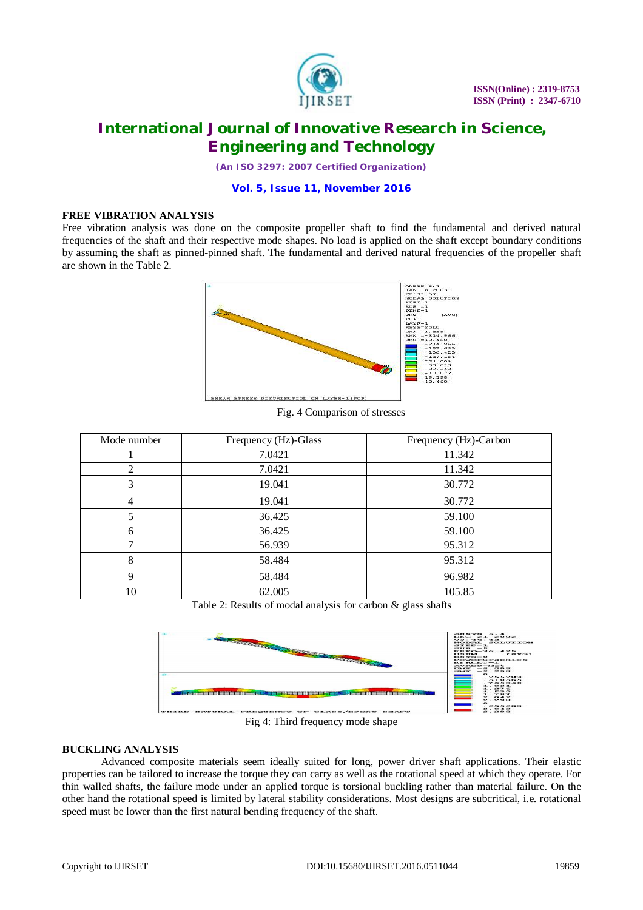## FREE VIBRATION ANALYSIS

Free vibration analysis was done on the composite propeller shaft to find the fundamental and derived natural frequencies of the shaft and their respective mode shapes. No load is applied on the shaft except boundary conditions by assuming the shaft as pinned-pinned shaft. The fundamental and derived natural frequencies of the propeller shaft are shown in the Table 2.

Fig. 4 Comparison of stresses

| Mode number | Frequency (Hz)-Glass | Frequency (Hz)-Carbon |
|---|---|---|
| 1 | 7.0421 | 11.342 |
| 2 | 7.0421 | 11.342 |
| 3 | 19.041 | 30.772 |
| 4 | 19.041 | 30.772 |
| 5 | 36.425 | 59.100 |
| 6 | 36.425 | 59.100 |
| 7 | 56.939 | 95.312 |
| 8 | 58.484 | 95.312 |
| 9 | 58.484 | 96.982 |
| 10 | 62.005 | 105.85 |

Table 2: Results of modal analysis for carbon & glass shafts

Fig 4: Third frequency mode shape

## BUCKLING ANALYSIS

Advanced composite materials seem ideally suited for long, power driver shaft applications. Their elastic properties can be tailored to increase the torque they can carry as well as the rotational speed at which they operate. For thin walled shafts, the failure mode under an applied torque is torsional buckling rather than material failure. On the other hand the rotational speed is limited by lateral stability considerations. Most designs are subcritical, i.e. rotational speed must be lower than the first natural bending frequency of the shaft.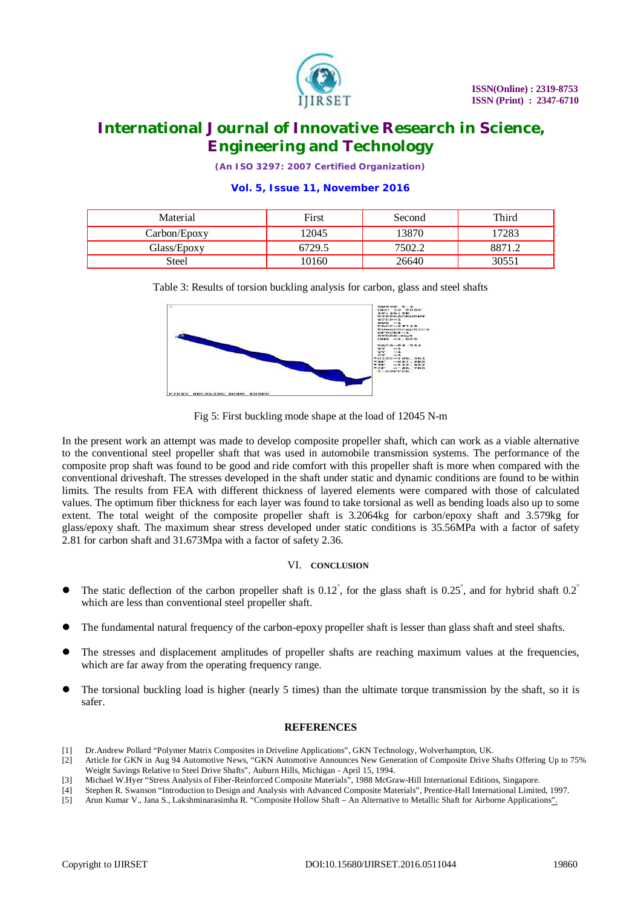| Material | First | Second | Third |
|---|---|---|---|
| Carbon/Epoxy | 12045 | 13870 | 17283 |
| Glass/Epoxy | 6729.5 | 7502.2 | 8871.2 |
| Steel | 10160 | 26640 | 30551 |

Table 3: Results of torsion buckling analysis for carbon, glass and steel shafts

Fig 5: First buckling mode shape at the load of 12045 N-m

In the present work an attempt was made to develop composite propeller shaft, which can work as a viable alternative to the conventional steel propeller shaft that was used in automobile transmission systems. The performance of the composite prop shaft was found to be good and ride comfort with this propeller shaft is more when compared with the conventional driveshaft. The stresses developed in the shaft under static and dynamic conditions are found to be within limits. The results from FEA with different thickness of layered elements were compared with those of calculated values. The optimum fiber thickness for each layer was found to take torsional as well as bending loads also up to some extent. The total weight of the composite propeller shaft is 3.2064kg for carbon/epoxy shaft and 3.579kg for glass/epoxy shaft. The maximum shear stress developed under static conditions is 35.56MPa with a factor of safety 2.81 for carbon shaft and 31.673Mpa with a factor of safety 2.36.

## VI. CONCLUSION

- The static deflection of the carbon propeller shaft is 0.12$^{\circ}$, for the glass shaft is 0.25$^{\circ}$, and for hybrid shaft 0.2$^{\circ}$ which are less than conventional steel propeller shaft.
- The fundamental natural frequency of the carbon-epoxy propeller shaft is lesser than glass shaft and steel shafts.
- The stresses and displacement amplitudes of propeller shafts are reaching maximum values at the frequencies, which are far away from the operating frequency range.
- The torsional buckling load is higher (nearly 5 times) than the ultimate torque transmission by the shaft, so it is safer.

## REFERENCES

[1] Dr.Andrew Pollard "Polymer Matrix Composites in Driveline Applications", GKN Technology, Wolverhampton, UK.

[2] Article for GKN in Aug 94 Automotive News, "GKN Automotive Announces New Generation of Composite Drive Shafts Offering Up to 75% Weight Savings Relative to Steel Drive Shafts", Auburn Hills, Michigan - April 15, 1994.

[3] Michael W.Hyer "Stress Analysis of Fiber-Reinforced Composite Materials", 1988 McGraw-Hill International Editions, Singapore.

[4] Stephen R. Swanson "Introduction to Design and Analysis with Advanced Composite Materials", Prentice-Hall International Limited, 1997.

[5] Arun Kumar V., Jana S., Lakshminarasimha R. "Composite Hollow Shaft – An Alternative to Metallic Shaft for Airborne Applications".